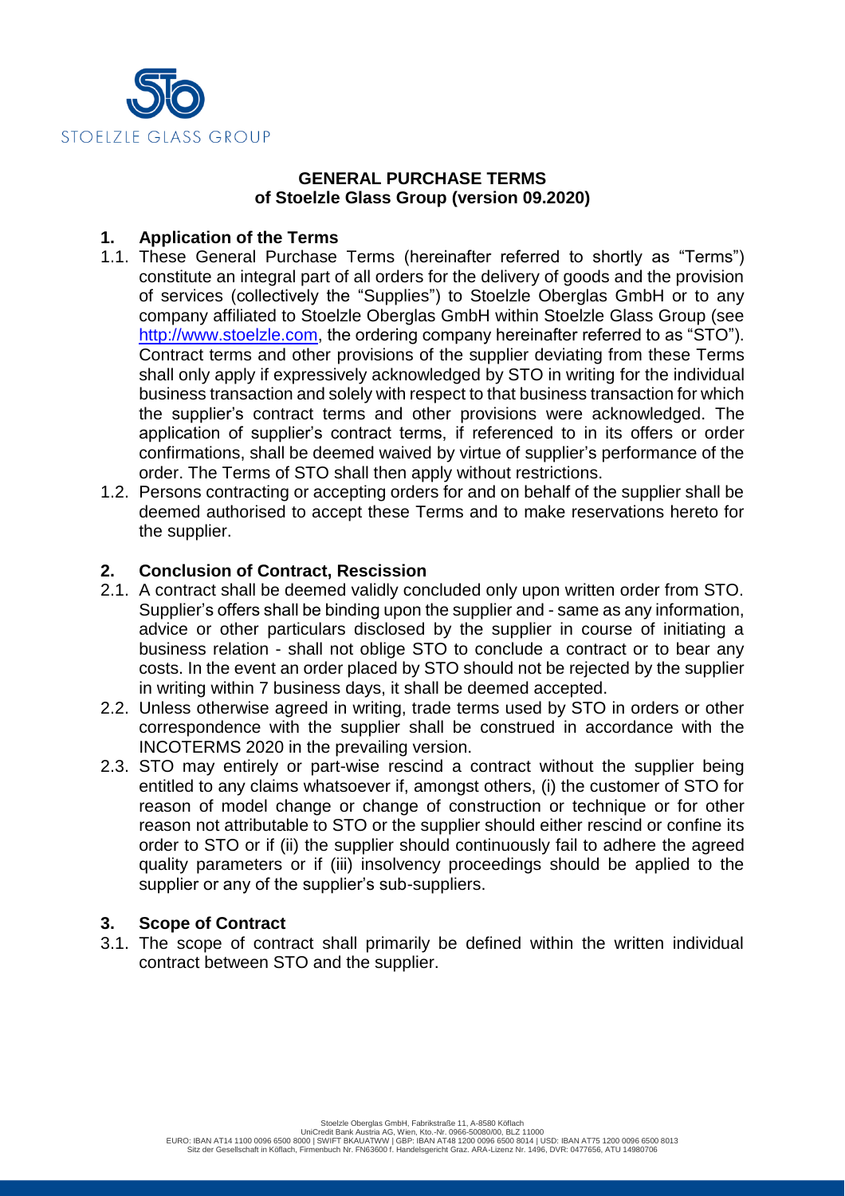# GENERAL PURCHASE TERMS
## of Stoelzle Glass Group (version 09.2020)

### 1. Application of the Terms

1.1. These General Purchase Terms (hereinafter referred to shortly as "Terms") constitute an integral part of all orders for the delivery of goods and the provision of services (collectively the "Supplies") to Stoelzle Oberglas GmbH or to any company affiliated to Stoelzle Oberglas GmbH within Stoelzle Glass Group (see http://www.stoelzle.com, the ordering company hereinafter referred to as "STO"). Contract terms and other provisions of the supplier deviating from these Terms shall only apply if expressively acknowledged by STO in writing for the individual business transaction and solely with respect to that business transaction for which the supplier's contract terms and other provisions were acknowledged. The application of supplier's contract terms, if referenced to in its offers or order confirmations, shall be deemed waived by virtue of supplier's performance of the order. The Terms of STO shall then apply without restrictions.

1.2. Persons contracting or accepting orders for and on behalf of the supplier shall be deemed authorised to accept these Terms and to make reservations hereto for the supplier.

### 2. Conclusion of Contract, Rescission

2.1. A contract shall be deemed validly concluded only upon written order from STO. Supplier's offers shall be binding upon the supplier and - same as any information, advice or other particulars disclosed by the supplier in course of initiating a business relation - shall not oblige STO to conclude a contract or to bear any costs. In the event an order placed by STO should not be rejected by the supplier in writing within 7 business days, it shall be deemed accepted.

2.2. Unless otherwise agreed in writing, trade terms used by STO in orders or other correspondence with the supplier shall be construed in accordance with the INCOTERMS 2020 in the prevailing version.

2.3. STO may entirely or part-wise rescind a contract without the supplier being entitled to any claims whatsoever if, amongst others, (i) the customer of STO for reason of model change or change of construction or technique or for other reason not attributable to STO or the supplier should either rescind or confine its order to STO or if (ii) the supplier should continuously fail to adhere the agreed quality parameters or if (iii) insolvency proceedings should be applied to the supplier or any of the supplier's sub-suppliers.

### 3. Scope of Contract

3.1. The scope of contract shall primarily be defined within the written individual contract between STO and the supplier.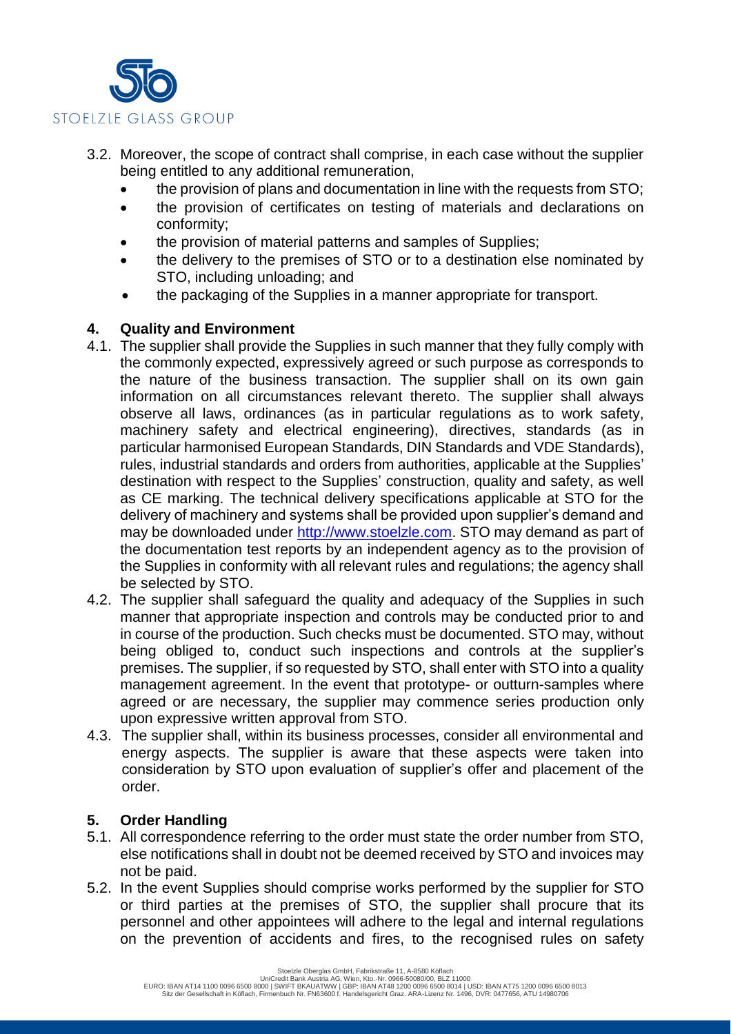3.2. Moreover, the scope of contract shall comprise, in each case without the supplier being entitled to any additional remuneration,

- the provision of plans and documentation in line with the requests from STO;
- the provision of certificates on testing of materials and declarations on conformity;
- the provision of material patterns and samples of Supplies;
- the delivery to the premises of STO or to a destination else nominated by STO, including unloading; and
- the packaging of the Supplies in a manner appropriate for transport.

## 4. Quality and Environment

4.1. The supplier shall provide the Supplies in such manner that they fully comply with the commonly expected, expressively agreed or such purpose as corresponds to the nature of the business transaction. The supplier shall on its own gain information on all circumstances relevant thereto. The supplier shall always observe all laws, ordinances (as in particular regulations as to work safety, machinery safety and electrical engineering), directives, standards (as in particular harmonised European Standards, DIN Standards and VDE Standards), rules, industrial standards and orders from authorities, applicable at the Supplies' destination with respect to the Supplies' construction, quality and safety, as well as CE marking. The technical delivery specifications applicable at STO for the delivery of machinery and systems shall be provided upon supplier's demand and may be downloaded under http://www.stoelzle.com. STO may demand as part of the documentation test reports by an independent agency as to the provision of the Supplies in conformity with all relevant rules and regulations; the agency shall be selected by STO.

4.2. The supplier shall safeguard the quality and adequacy of the Supplies in such manner that appropriate inspection and controls may be conducted prior to and in course of the production. Such checks must be documented. STO may, without being obliged to, conduct such inspections and controls at the supplier's premises. The supplier, if so requested by STO, shall enter with STO into a quality management agreement. In the event that prototype- or outturn-samples where agreed or are necessary, the supplier may commence series production only upon expressive written approval from STO.

4.3. The supplier shall, within its business processes, consider all environmental and energy aspects. The supplier is aware that these aspects were taken into consideration by STO upon evaluation of supplier's offer and placement of the order.

## 5. Order Handling

5.1. All correspondence referring to the order must state the order number from STO, else notifications shall in doubt not be deemed received by STO and invoices may not be paid.

5.2. In the event Supplies should comprise works performed by the supplier for STO or third parties at the premises of STO, the supplier shall procure that its personnel and other appointees will adhere to the legal and internal regulations on the prevention of accidents and fires, to the recognised rules on safety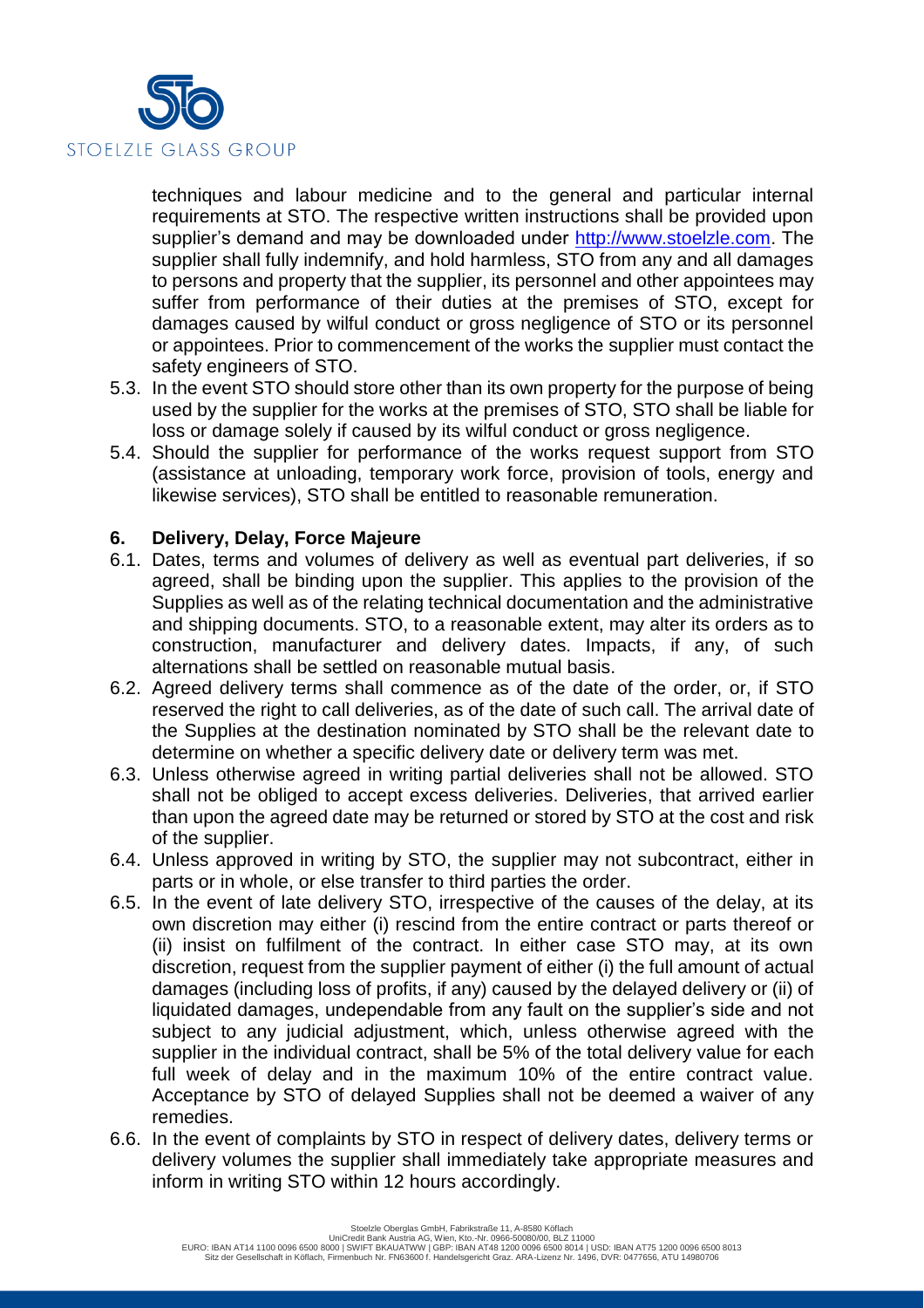techniques and labour medicine and to the general and particular internal requirements at STO. The respective written instructions shall be provided upon supplier's demand and may be downloaded under http://www.stoelzle.com. The supplier shall fully indemnify, and hold harmless, STO from any and all damages to persons and property that the supplier, its personnel and other appointees may suffer from performance of their duties at the premises of STO, except for damages caused by wilful conduct or gross negligence of STO or its personnel or appointees. Prior to commencement of the works the supplier must contact the safety engineers of STO.

5.3. In the event STO should store other than its own property for the purpose of being used by the supplier for the works at the premises of STO, STO shall be liable for loss or damage solely if caused by its wilful conduct or gross negligence.

5.4. Should the supplier for performance of the works request support from STO (assistance at unloading, temporary work force, provision of tools, energy and likewise services), STO shall be entitled to reasonable remuneration.

## 6. Delivery, Delay, Force Majeure

6.1. Dates, terms and volumes of delivery as well as eventual part deliveries, if so agreed, shall be binding upon the supplier. This applies to the provision of the Supplies as well as of the relating technical documentation and the administrative and shipping documents. STO, to a reasonable extent, may alter its orders as to construction, manufacturer and delivery dates. Impacts, if any, of such alternations shall be settled on reasonable mutual basis.

6.2. Agreed delivery terms shall commence as of the date of the order, or, if STO reserved the right to call deliveries, as of the date of such call. The arrival date of the Supplies at the destination nominated by STO shall be the relevant date to determine on whether a specific delivery date or delivery term was met.

6.3. Unless otherwise agreed in writing partial deliveries shall not be allowed. STO shall not be obliged to accept excess deliveries. Deliveries, that arrived earlier than upon the agreed date may be returned or stored by STO at the cost and risk of the supplier.

6.4. Unless approved in writing by STO, the supplier may not subcontract, either in parts or in whole, or else transfer to third parties the order.

6.5. In the event of late delivery STO, irrespective of the causes of the delay, at its own discretion may either (i) rescind from the entire contract or parts thereof or (ii) insist on fulfilment of the contract. In either case STO may, at its own discretion, request from the supplier payment of either (i) the full amount of actual damages (including loss of profits, if any) caused by the delayed delivery or (ii) of liquidated damages, undependable from any fault on the supplier's side and not subject to any judicial adjustment, which, unless otherwise agreed with the supplier in the individual contract, shall be 5% of the total delivery value for each full week of delay and in the maximum 10% of the entire contract value. Acceptance by STO of delayed Supplies shall not be deemed a waiver of any remedies.

6.6. In the event of complaints by STO in respect of delivery dates, delivery terms or delivery volumes the supplier shall immediately take appropriate measures and inform in writing STO within 12 hours accordingly.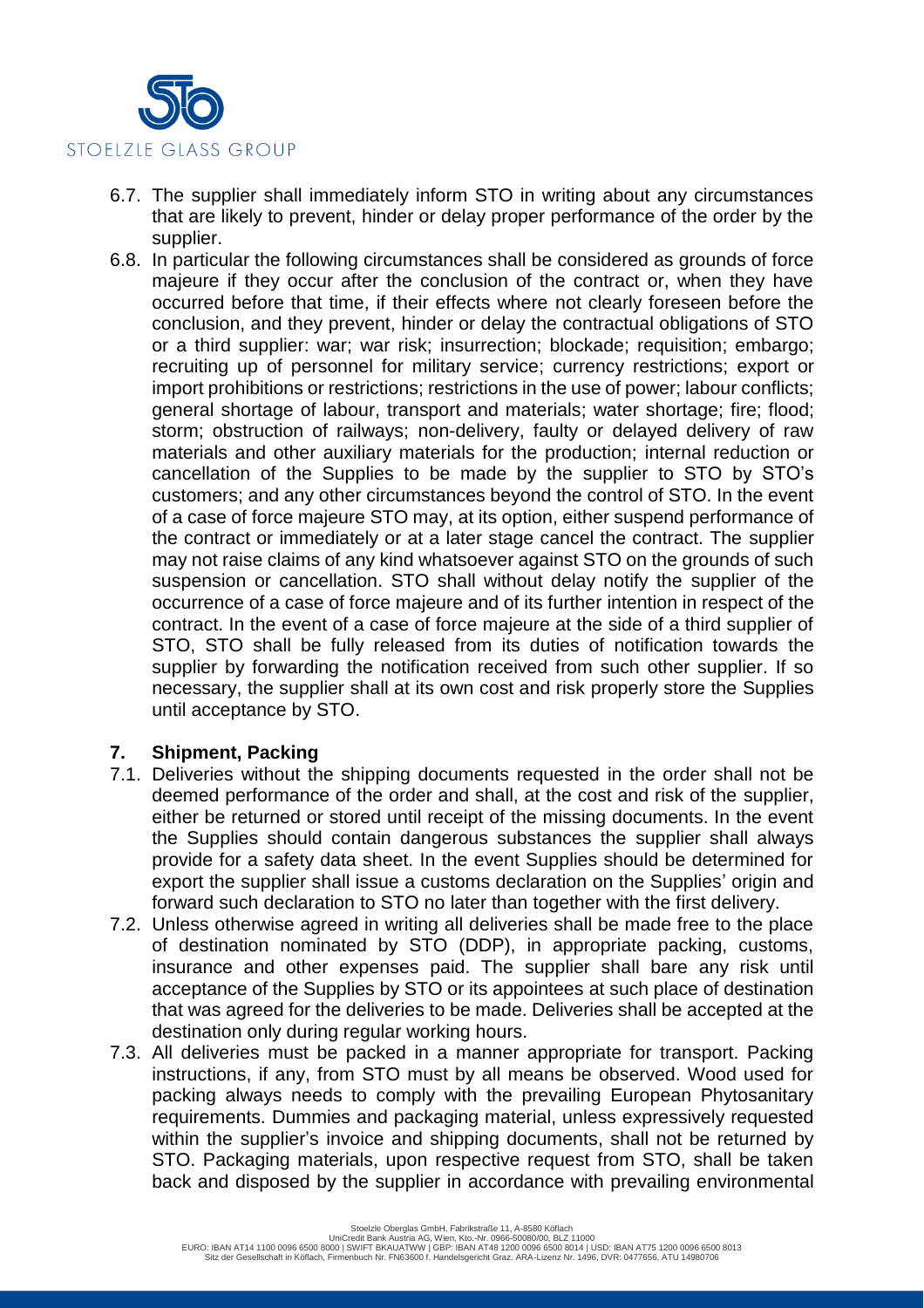6.7. The supplier shall immediately inform STO in writing about any circumstances that are likely to prevent, hinder or delay proper performance of the order by the supplier.

6.8. In particular the following circumstances shall be considered as grounds of force majeure if they occur after the conclusion of the contract or, when they have occurred before that time, if their effects where not clearly foreseen before the conclusion, and they prevent, hinder or delay the contractual obligations of STO or a third supplier: war; war risk; insurrection; blockade; requisition; embargo; recruiting up of personnel for military service; currency restrictions; export or import prohibitions or restrictions; restrictions in the use of power; labour conflicts; general shortage of labour, transport and materials; water shortage; fire; flood; storm; obstruction of railways; non-delivery, faulty or delayed delivery of raw materials and other auxiliary materials for the production; internal reduction or cancellation of the Supplies to be made by the supplier to STO by STO's customers; and any other circumstances beyond the control of STO. In the event of a case of force majeure STO may, at its option, either suspend performance of the contract or immediately or at a later stage cancel the contract. The supplier may not raise claims of any kind whatsoever against STO on the grounds of such suspension or cancellation. STO shall without delay notify the supplier of the occurrence of a case of force majeure and of its further intention in respect of the contract. In the event of a case of force majeure at the side of a third supplier of STO, STO shall be fully released from its duties of notification towards the supplier by forwarding the notification received from such other supplier. If so necessary, the supplier shall at its own cost and risk properly store the Supplies until acceptance by STO.

## 7. Shipment, Packing

7.1. Deliveries without the shipping documents requested in the order shall not be deemed performance of the order and shall, at the cost and risk of the supplier, either be returned or stored until receipt of the missing documents. In the event the Supplies should contain dangerous substances the supplier shall always provide for a safety data sheet. In the event Supplies should be determined for export the supplier shall issue a customs declaration on the Supplies' origin and forward such declaration to STO no later than together with the first delivery.

7.2. Unless otherwise agreed in writing all deliveries shall be made free to the place of destination nominated by STO (DDP), in appropriate packing, customs, insurance and other expenses paid. The supplier shall bare any risk until acceptance of the Supplies by STO or its appointees at such place of destination that was agreed for the deliveries to be made. Deliveries shall be accepted at the destination only during regular working hours.

7.3. All deliveries must be packed in a manner appropriate for transport. Packing instructions, if any, from STO must by all means be observed. Wood used for packing always needs to comply with the prevailing European Phytosanitary requirements. Dummies and packaging material, unless expressively requested within the supplier's invoice and shipping documents, shall not be returned by STO. Packaging materials, upon respective request from STO, shall be taken back and disposed by the supplier in accordance with prevailing environmental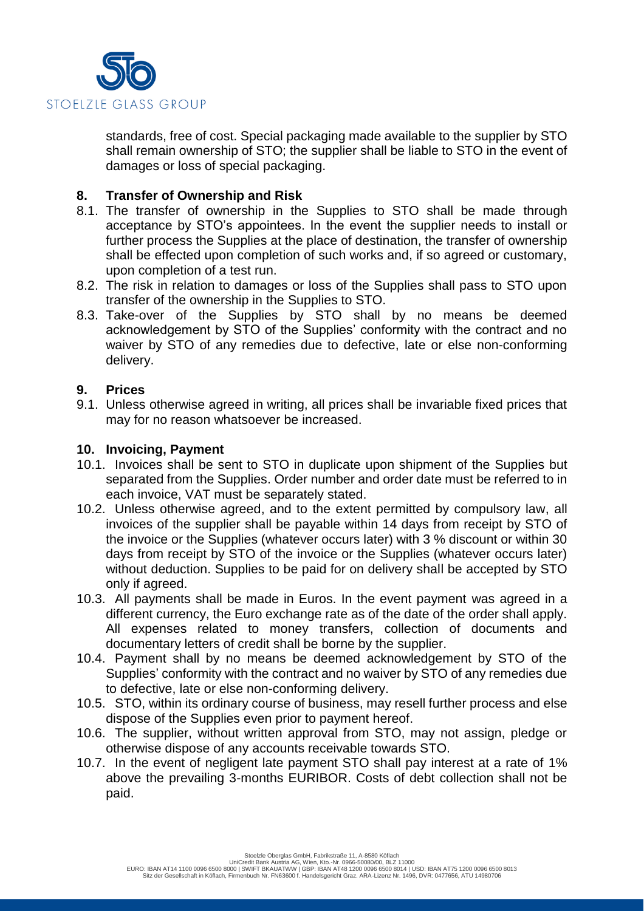standards, free of cost. Special packaging made available to the supplier by STO shall remain ownership of STO; the supplier shall be liable to STO in the event of damages or loss of special packaging.

## 8. Transfer of Ownership and Risk

8.1. The transfer of ownership in the Supplies to STO shall be made through acceptance by STO's appointees. In the event the supplier needs to install or further process the Supplies at the place of destination, the transfer of ownership shall be effected upon completion of such works and, if so agreed or customary, upon completion of a test run.

8.2. The risk in relation to damages or loss of the Supplies shall pass to STO upon transfer of the ownership in the Supplies to STO.

8.3. Take-over of the Supplies by STO shall by no means be deemed acknowledgement by STO of the Supplies' conformity with the contract and no waiver by STO of any remedies due to defective, late or else non-conforming delivery.

## 9. Prices

9.1. Unless otherwise agreed in writing, all prices shall be invariable fixed prices that may for no reason whatsoever be increased.

## 10. Invoicing, Payment

10.1. Invoices shall be sent to STO in duplicate upon shipment of the Supplies but separated from the Supplies. Order number and order date must be referred to in each invoice, VAT must be separately stated.

10.2. Unless otherwise agreed, and to the extent permitted by compulsory law, all invoices of the supplier shall be payable within 14 days from receipt by STO of the invoice or the Supplies (whatever occurs later) with 3 % discount or within 30 days from receipt by STO of the invoice or the Supplies (whatever occurs later) without deduction. Supplies to be paid for on delivery shall be accepted by STO only if agreed.

10.3. All payments shall be made in Euros. In the event payment was agreed in a different currency, the Euro exchange rate as of the date of the order shall apply. All expenses related to money transfers, collection of documents and documentary letters of credit shall be borne by the supplier.

10.4. Payment shall by no means be deemed acknowledgement by STO of the Supplies' conformity with the contract and no waiver by STO of any remedies due to defective, late or else non-conforming delivery.

10.5. STO, within its ordinary course of business, may resell further process and else dispose of the Supplies even prior to payment hereof.

10.6. The supplier, without written approval from STO, may not assign, pledge or otherwise dispose of any accounts receivable towards STO.

10.7. In the event of negligent late payment STO shall pay interest at a rate of 1% above the prevailing 3-months EURIBOR. Costs of debt collection shall not be paid.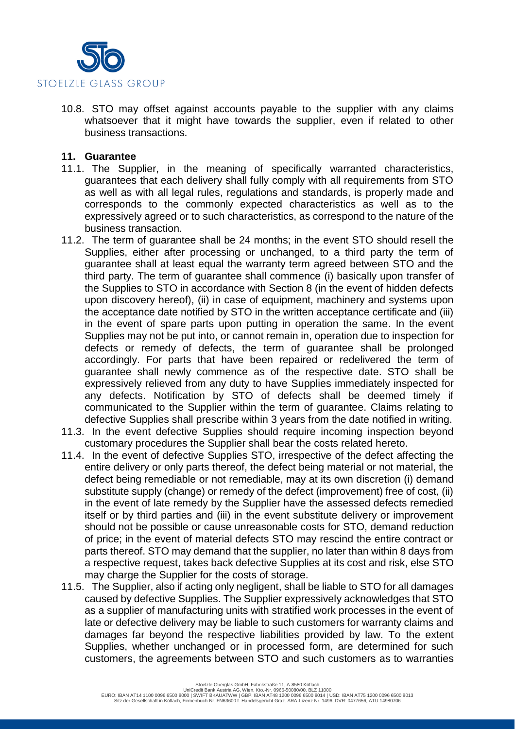10.8. STO may offset against accounts payable to the supplier with any claims whatsoever that it might have towards the supplier, even if related to other business transactions.

## 11. Guarantee

11.1. The Supplier, in the meaning of specifically warranted characteristics, guarantees that each delivery shall fully comply with all requirements from STO as well as with all legal rules, regulations and standards, is properly made and corresponds to the commonly expected characteristics as well as to the expressively agreed or to such characteristics, as correspond to the nature of the business transaction.

11.2. The term of guarantee shall be 24 months; in the event STO should resell the Supplies, either after processing or unchanged, to a third party the term of guarantee shall at least equal the warranty term agreed between STO and the third party. The term of guarantee shall commence (i) basically upon transfer of the Supplies to STO in accordance with Section 8 (in the event of hidden defects upon discovery hereof), (ii) in case of equipment, machinery and systems upon the acceptance date notified by STO in the written acceptance certificate and (iii) in the event of spare parts upon putting in operation the same. In the event Supplies may not be put into, or cannot remain in, operation due to inspection for defects or remedy of defects, the term of guarantee shall be prolonged accordingly. For parts that have been repaired or redelivered the term of guarantee shall newly commence as of the respective date. STO shall be expressively relieved from any duty to have Supplies immediately inspected for any defects. Notification by STO of defects shall be deemed timely if communicated to the Supplier within the term of guarantee. Claims relating to defective Supplies shall prescribe within 3 years from the date notified in writing.

11.3. In the event defective Supplies should require incoming inspection beyond customary procedures the Supplier shall bear the costs related hereto.

11.4. In the event of defective Supplies STO, irrespective of the defect affecting the entire delivery or only parts thereof, the defect being material or not material, the defect being remediable or not remediable, may at its own discretion (i) demand substitute supply (change) or remedy of the defect (improvement) free of cost, (ii) in the event of late remedy by the Supplier have the assessed defects remedied itself or by third parties and (iii) in the event substitute delivery or improvement should not be possible or cause unreasonable costs for STO, demand reduction of price; in the event of material defects STO may rescind the entire contract or parts thereof. STO may demand that the supplier, no later than within 8 days from a respective request, takes back defective Supplies at its cost and risk, else STO may charge the Supplier for the costs of storage.

11.5. The Supplier, also if acting only negligent, shall be liable to STO for all damages caused by defective Supplies. The Supplier expressively acknowledges that STO as a supplier of manufacturing units with stratified work processes in the event of late or defective delivery may be liable to such customers for warranty claims and damages far beyond the respective liabilities provided by law. To the extent Supplies, whether unchanged or in processed form, are determined for such customers, the agreements between STO and such customers as to warranties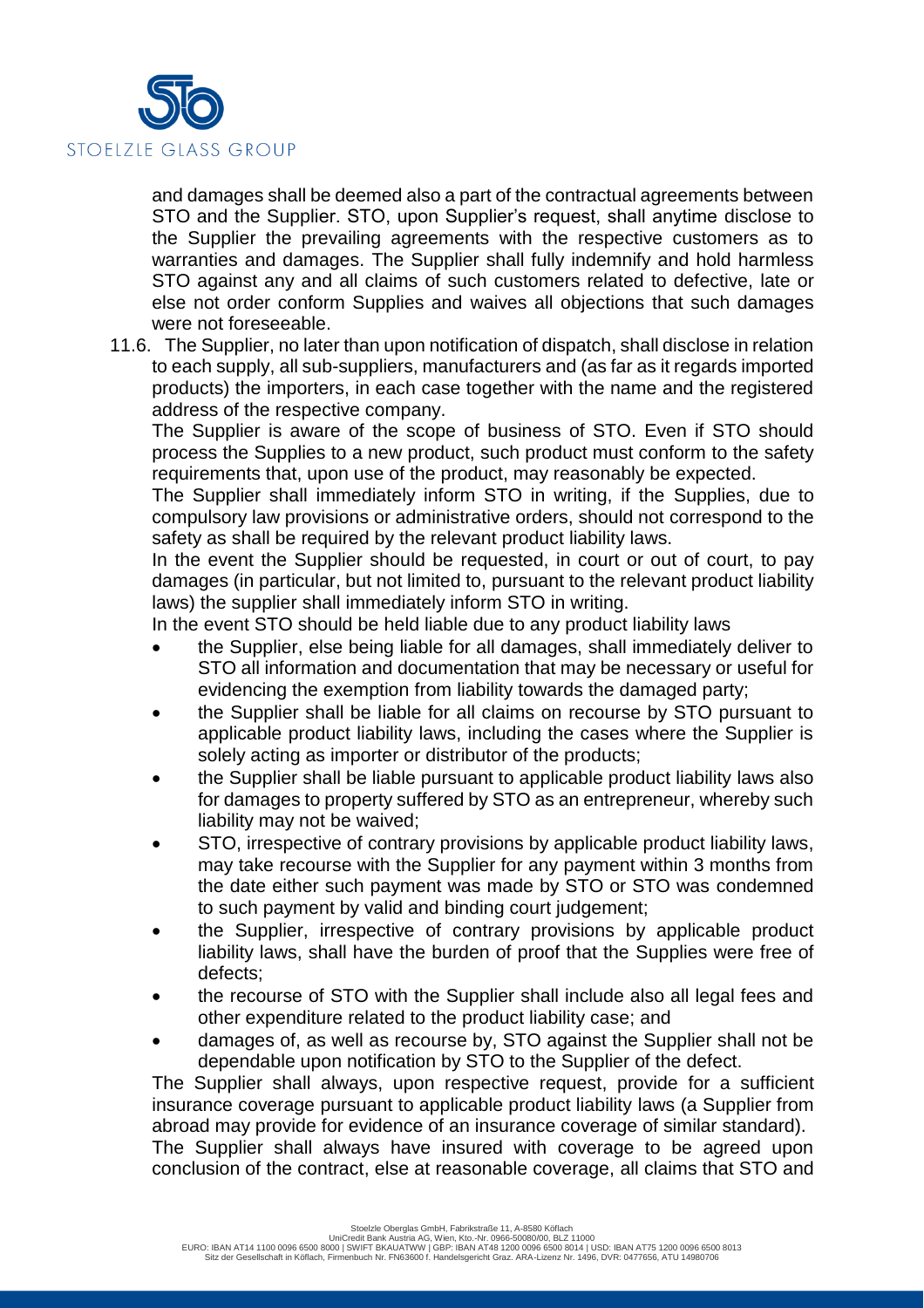and damages shall be deemed also a part of the contractual agreements between STO and the Supplier. STO, upon Supplier's request, shall anytime disclose to the Supplier the prevailing agreements with the respective customers as to warranties and damages. The Supplier shall fully indemnify and hold harmless STO against any and all claims of such customers related to defective, late or else not order conform Supplies and waives all objections that such damages were not foreseeable.

11.6. The Supplier, no later than upon notification of dispatch, shall disclose in relation to each supply, all sub-suppliers, manufacturers and (as far as it regards imported products) the importers, in each case together with the name and the registered address of the respective company.

The Supplier is aware of the scope of business of STO. Even if STO should process the Supplies to a new product, such product must conform to the safety requirements that, upon use of the product, may reasonably be expected.

The Supplier shall immediately inform STO in writing, if the Supplies, due to compulsory law provisions or administrative orders, should not correspond to the safety as shall be required by the relevant product liability laws.

In the event the Supplier should be requested, in court or out of court, to pay damages (in particular, but not limited to, pursuant to the relevant product liability laws) the supplier shall immediately inform STO in writing.

In the event STO should be held liable due to any product liability laws

- the Supplier, else being liable for all damages, shall immediately deliver to STO all information and documentation that may be necessary or useful for evidencing the exemption from liability towards the damaged party;
- the Supplier shall be liable for all claims on recourse by STO pursuant to applicable product liability laws, including the cases where the Supplier is solely acting as importer or distributor of the products;
- the Supplier shall be liable pursuant to applicable product liability laws also for damages to property suffered by STO as an entrepreneur, whereby such liability may not be waived;
- STO, irrespective of contrary provisions by applicable product liability laws, may take recourse with the Supplier for any payment within 3 months from the date either such payment was made by STO or STO was condemned to such payment by valid and binding court judgement;
- the Supplier, irrespective of contrary provisions by applicable product liability laws, shall have the burden of proof that the Supplies were free of defects;
- the recourse of STO with the Supplier shall include also all legal fees and other expenditure related to the product liability case; and
- damages of, as well as recourse by, STO against the Supplier shall not be dependable upon notification by STO to the Supplier of the defect.

The Supplier shall always, upon respective request, provide for a sufficient insurance coverage pursuant to applicable product liability laws (a Supplier from abroad may provide for evidence of an insurance coverage of similar standard).

The Supplier shall always have insured with coverage to be agreed upon conclusion of the contract, else at reasonable coverage, all claims that STO and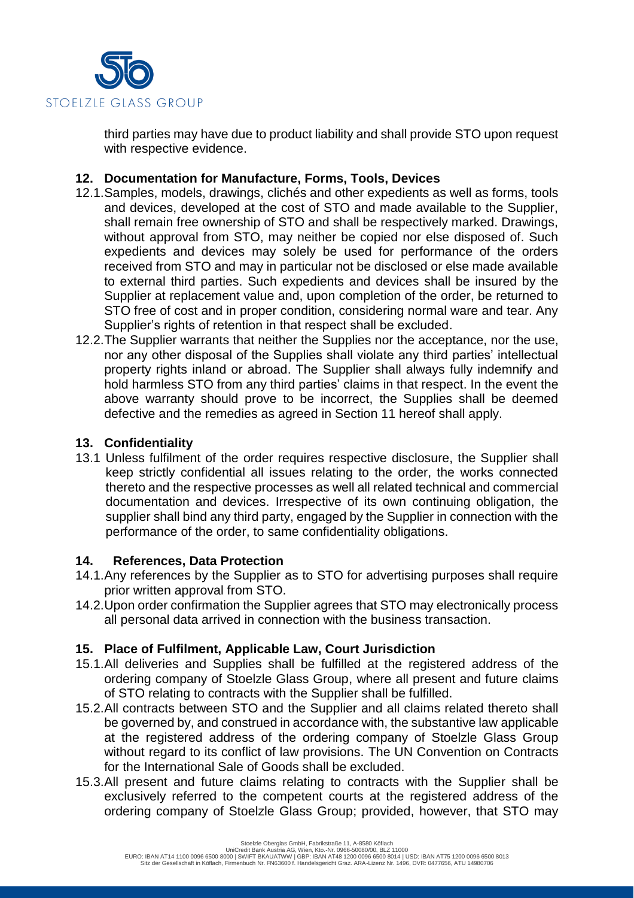third parties may have due to product liability and shall provide STO upon request with respective evidence.

## 12. Documentation for Manufacture, Forms, Tools, Devices

12.1. Samples, models, drawings, clichés and other expedients as well as forms, tools and devices, developed at the cost of STO and made available to the Supplier, shall remain free ownership of STO and shall be respectively marked. Drawings, without approval from STO, may neither be copied nor else disposed of. Such expedients and devices may solely be used for performance of the orders received from STO and may in particular not be disclosed or else made available to external third parties. Such expedients and devices shall be insured by the Supplier at replacement value and, upon completion of the order, be returned to STO free of cost and in proper condition, considering normal ware and tear. Any Supplier's rights of retention in that respect shall be excluded.

12.2. The Supplier warrants that neither the Supplies nor the acceptance, nor the use, nor any other disposal of the Supplies shall violate any third parties' intellectual property rights inland or abroad. The Supplier shall always fully indemnify and hold harmless STO from any third parties' claims in that respect. In the event the above warranty should prove to be incorrect, the Supplies shall be deemed defective and the remedies as agreed in Section 11 hereof shall apply.

## 13. Confidentiality

13.1 Unless fulfilment of the order requires respective disclosure, the Supplier shall keep strictly confidential all issues relating to the order, the works connected thereto and the respective processes as well all related technical and commercial documentation and devices. Irrespective of its own continuing obligation, the supplier shall bind any third party, engaged by the Supplier in connection with the performance of the order, to same confidentiality obligations.

## 14. References, Data Protection

14.1. Any references by the Supplier as to STO for advertising purposes shall require prior written approval from STO.

14.2. Upon order confirmation the Supplier agrees that STO may electronically process all personal data arrived in connection with the business transaction.

## 15. Place of Fulfilment, Applicable Law, Court Jurisdiction

15.1. All deliveries and Supplies shall be fulfilled at the registered address of the ordering company of Stoelzle Glass Group, where all present and future claims of STO relating to contracts with the Supplier shall be fulfilled.

15.2. All contracts between STO and the Supplier and all claims related thereto shall be governed by, and construed in accordance with, the substantive law applicable at the registered address of the ordering company of Stoelzle Glass Group without regard to its conflict of law provisions. The UN Convention on Contracts for the International Sale of Goods shall be excluded.

15.3. All present and future claims relating to contracts with the Supplier shall be exclusively referred to the competent courts at the registered address of the ordering company of Stoelzle Glass Group; provided, however, that STO may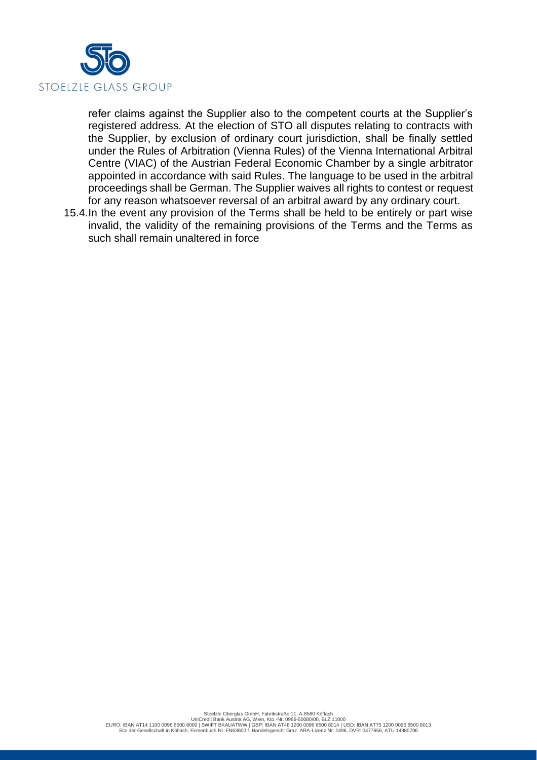refer claims against the Supplier also to the competent courts at the Supplier's registered address. At the election of STO all disputes relating to contracts with the Supplier, by exclusion of ordinary court jurisdiction, shall be finally settled under the Rules of Arbitration (Vienna Rules) of the Vienna International Arbitral Centre (VIAC) of the Austrian Federal Economic Chamber by a single arbitrator appointed in accordance with said Rules. The language to be used in the arbitral proceedings shall be German. The Supplier waives all rights to contest or request for any reason whatsoever reversal of an arbitral award by any ordinary court.

15.4. In the event any provision of the Terms shall be held to be entirely or part wise invalid, the validity of the remaining provisions of the Terms and the Terms as such shall remain unaltered in force